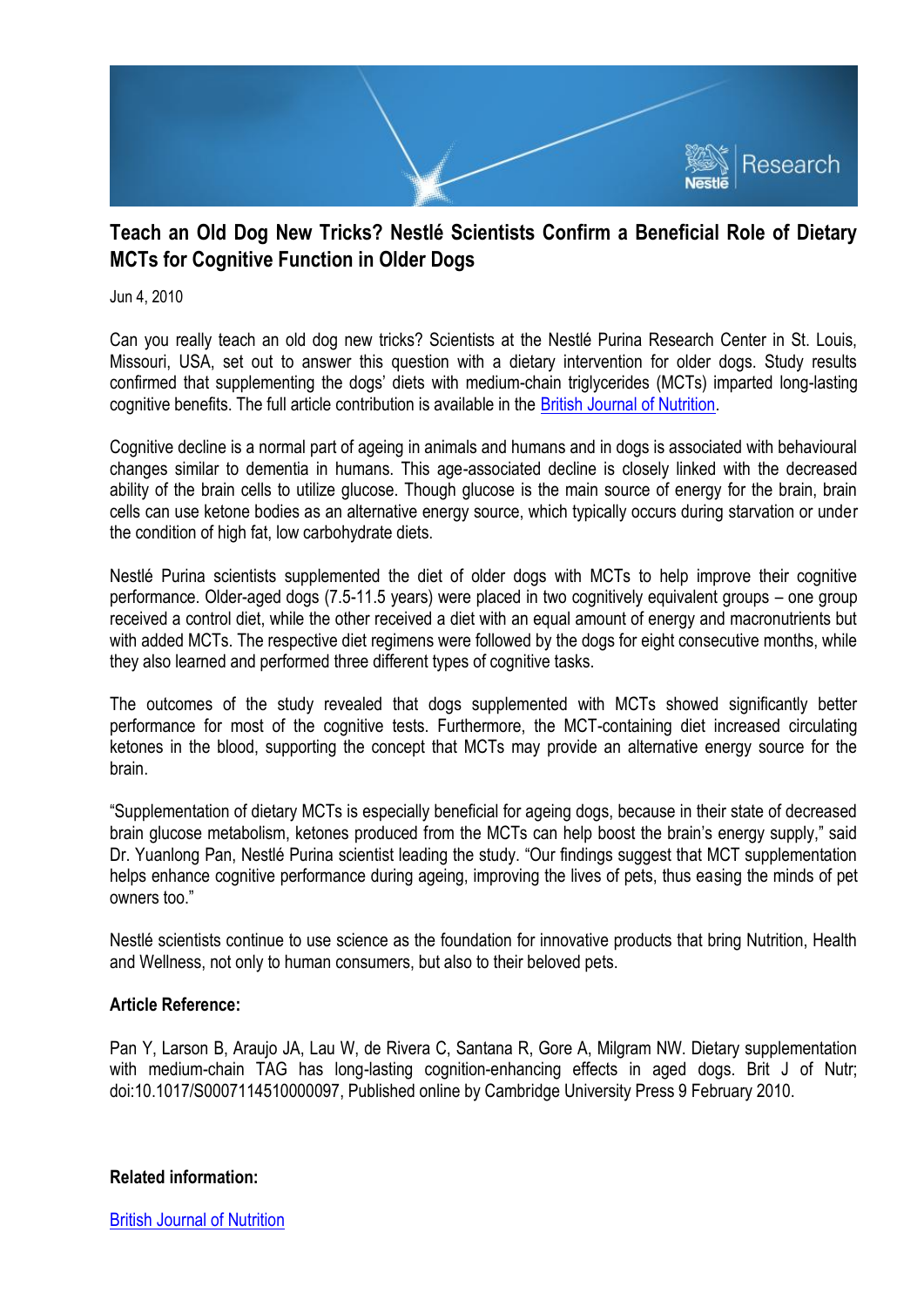# Teach an Old Dog New Tricks? Nestlé Scientists Confirm a Beneficial Role of Dietary MCTs for Cognitive Function in Older Dogs

Jun 4, 2010

Can you really teach an old dog new tricks? Scientists at the Nestlé Purina Research Center in St. Louis, Missouri, USA, set out to answer this question with a dietary intervention for older dogs. Study results confirmed that supplementing the dogs' diets with medium-chain triglycerides (MCTs) imparted long-lasting cognitive benefits. The full article contribution is available in the British Journal of Nutrition.

Cognitive decline is a normal part of ageing in animals and humans and in dogs is associated with behavioural changes similar to dementia in humans. This age-associated decline is closely linked with the decreased ability of the brain cells to utilize glucose. Though glucose is the main source of energy for the brain, brain cells can use ketone bodies as an alternative energy source, which typically occurs during starvation or under the condition of high fat, low carbohydrate diets.

Nestlé Purina scientists supplemented the diet of older dogs with MCTs to help improve their cognitive performance. Older-aged dogs (7.5-11.5 years) were placed in two cognitively equivalent groups – one group received a control diet, while the other received a diet with an equal amount of energy and macronutrients but with added MCTs. The respective diet regimens were followed by the dogs for eight consecutive months, while they also learned and performed three different types of cognitive tasks.

The outcomes of the study revealed that dogs supplemented with MCTs showed significantly better performance for most of the cognitive tests. Furthermore, the MCT-containing diet increased circulating ketones in the blood, supporting the concept that MCTs may provide an alternative energy source for the brain.

"Supplementation of dietary MCTs is especially beneficial for ageing dogs, because in their state of decreased brain glucose metabolism, ketones produced from the MCTs can help boost the brain's energy supply," said Dr. Yuanlong Pan, Nestlé Purina scientist leading the study. "Our findings suggest that MCT supplementation helps enhance cognitive performance during ageing, improving the lives of pets, thus easing the minds of pet owners too."

Nestlé scientists continue to use science as the foundation for innovative products that bring Nutrition, Health and Wellness, not only to human consumers, but also to their beloved pets.

**Article Reference:**

Pan Y, Larson B, Araujo JA, Lau W, de Rivera C, Santana R, Gore A, Milgram NW. Dietary supplementation with medium-chain TAG has long-lasting cognition-enhancing effects in aged dogs. Brit J of Nutr; doi:10.1017/S0007114510000097, Published online by Cambridge University Press 9 February 2010.

**Related information:**

British Journal of Nutrition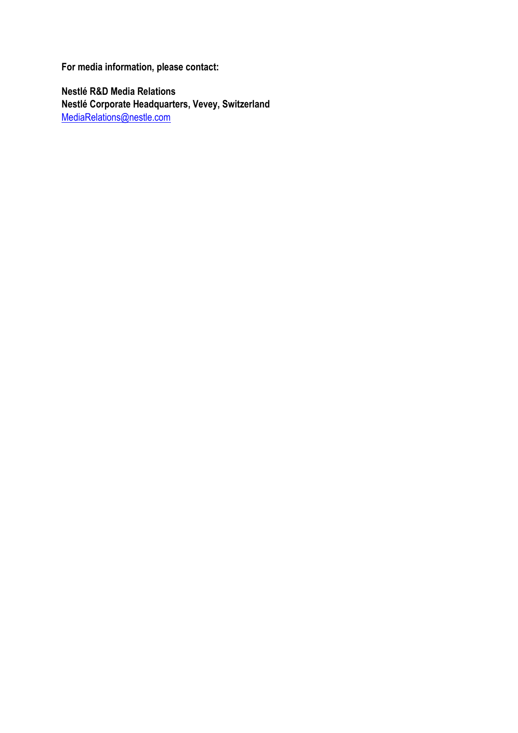**For media information, please contact:**

**Nestlé R&D Media Relations**
**Nestlé Corporate Headquarters, Vevey, Switzerland**
MediaRelations@nestle.com